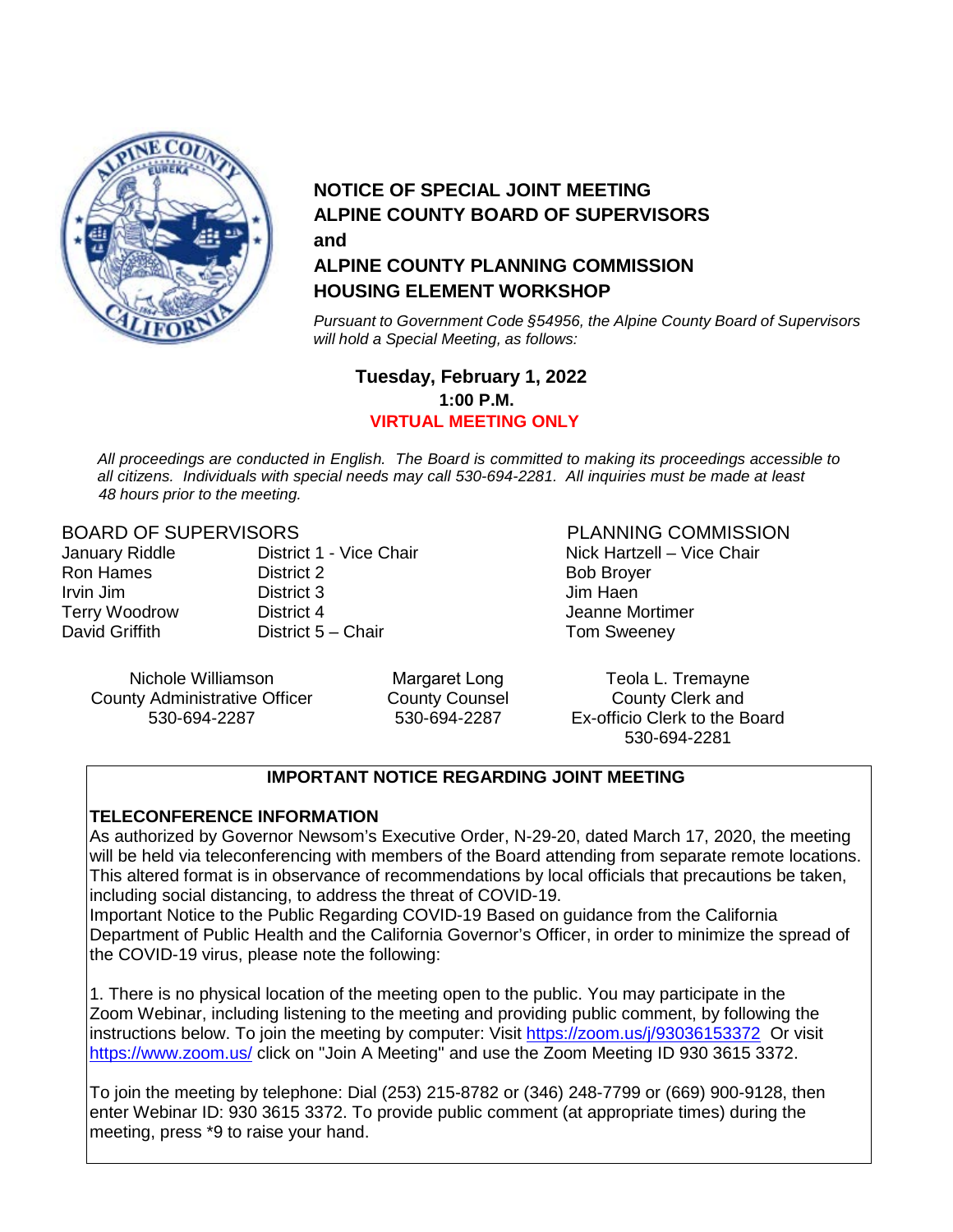# NOTICE OF SPECIAL JOINT MEETING
# ALPINE COUNTY BOARD OF SUPERVISORS
# and
# ALPINE COUNTY PLANNING COMMISSION
# HOUSING ELEMENT WORKSHOP

*Pursuant to Government Code §54956, the Alpine County Board of Supervisors will hold a Special Meeting, as follows:*

**Tuesday, February 1, 2022**
**1:00 P.M.**
**VIRTUAL MEETING ONLY**

*All proceedings are conducted in English. The Board is committed to making its proceedings accessible to all citizens. Individuals with special needs may call 530-694-2281. All inquiries must be made at least 48 hours prior to the meeting.*

BOARD OF SUPERVISORS

| | |
|---|---|
| January Riddle | District 1 - Vice Chair |
| Ron Hames | District 2 |
| Irvin Jim | District 3 |
| Terry Woodrow | District 4 |
| David Griffith | District 5 – Chair |

PLANNING COMMISSION

Nick Hartzell – Vice Chair
Bob Broyer
Jim Haen
Jeanne Mortimer
Tom Sweeney

Nichole Williamson
County Administrative Officer
530-694-2287

Margaret Long
County Counsel
530-694-2287

Teola L. Tremayne
County Clerk and
Ex-officio Clerk to the Board
530-694-2281

**IMPORTANT NOTICE REGARDING JOINT MEETING**

**TELECONFERENCE INFORMATION**

As authorized by Governor Newsom's Executive Order, N-29-20, dated March 17, 2020, the meeting will be held via teleconferencing with members of the Board attending from separate remote locations. This altered format is in observance of recommendations by local officials that precautions be taken, including social distancing, to address the threat of COVID-19.

Important Notice to the Public Regarding COVID-19 Based on guidance from the California Department of Public Health and the California Governor's Officer, in order to minimize the spread of the COVID-19 virus, please note the following:

1. There is no physical location of the meeting open to the public. You may participate in the Zoom Webinar, including listening to the meeting and providing public comment, by following the instructions below. To join the meeting by computer: Visit https://zoom.us/j/93036153372 Or visit https://www.zoom.us/ click on "Join A Meeting" and use the Zoom Meeting ID 930 3615 3372.

To join the meeting by telephone: Dial (253) 215-8782 or (346) 248-7799 or (669) 900-9128, then enter Webinar ID: 930 3615 3372. To provide public comment (at appropriate times) during the meeting, press *9 to raise your hand.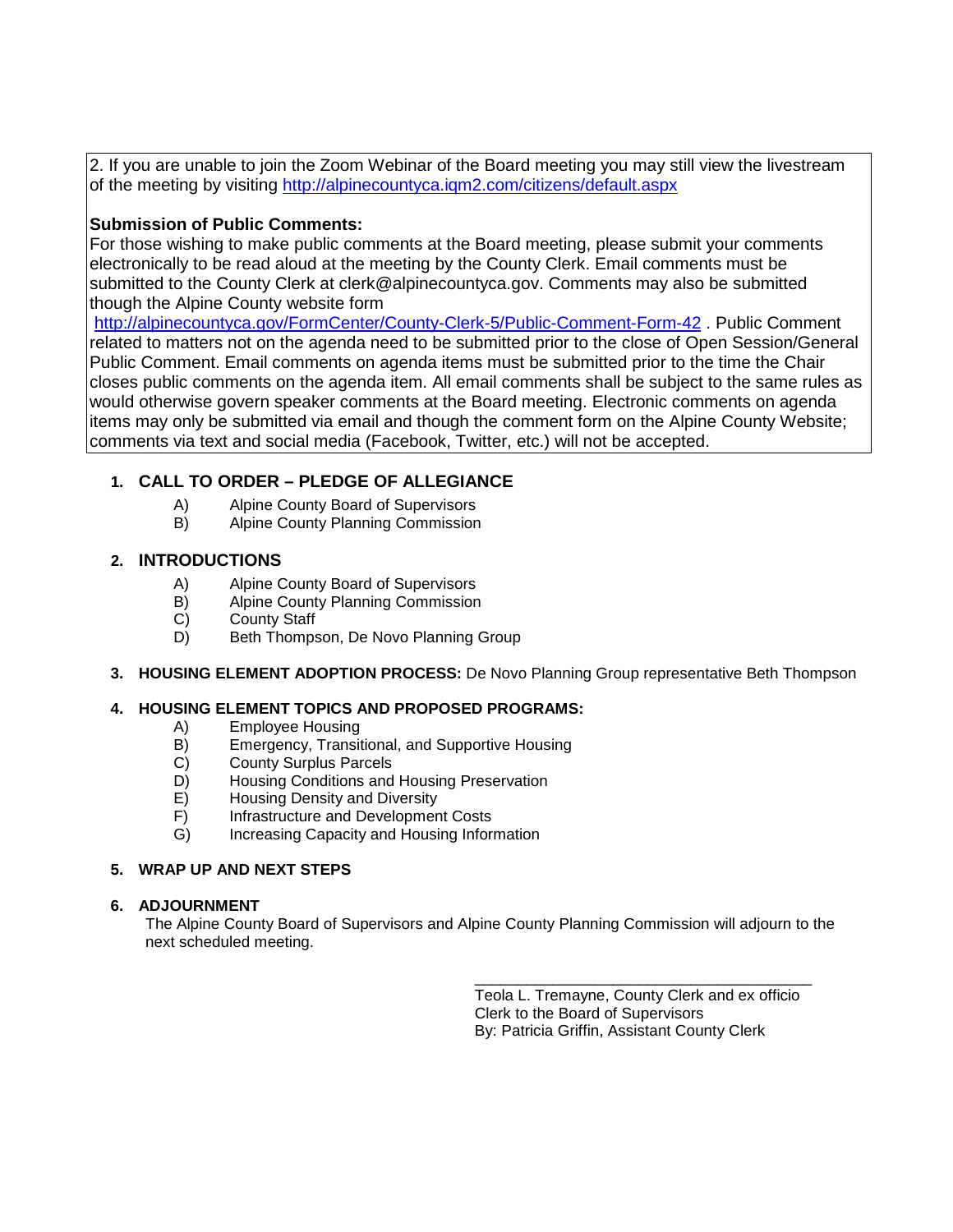2. If you are unable to join the Zoom Webinar of the Board meeting you may still view the livestream of the meeting by visiting http://alpinecountyca.iqm2.com/citizens/default.aspx

**Submission of Public Comments:**
For those wishing to make public comments at the Board meeting, please submit your comments electronically to be read aloud at the meeting by the County Clerk. Email comments must be submitted to the County Clerk at clerk@alpinecountyca.gov. Comments may also be submitted though the Alpine County website form http://alpinecountyca.gov/FormCenter/County-Clerk-5/Public-Comment-Form-42 . Public Comment related to matters not on the agenda need to be submitted prior to the close of Open Session/General Public Comment. Email comments on agenda items must be submitted prior to the time the Chair closes public comments on the agenda item. All email comments shall be subject to the same rules as would otherwise govern speaker comments at the Board meeting. Electronic comments on agenda items may only be submitted via email and though the comment form on the Alpine County Website; comments via text and social media (Facebook, Twitter, etc.) will not be accepted.

1. **CALL TO ORDER – PLEDGE OF ALLEGIANCE**
   - A) Alpine County Board of Supervisors
   - B) Alpine County Planning Commission

2. **INTRODUCTIONS**
   - A) Alpine County Board of Supervisors
   - B) Alpine County Planning Commission
   - C) County Staff
   - D) Beth Thompson, De Novo Planning Group

3. **HOUSING ELEMENT ADOPTION PROCESS:** De Novo Planning Group representative Beth Thompson

4. **HOUSING ELEMENT TOPICS AND PROPOSED PROGRAMS:**
   - A) Employee Housing
   - B) Emergency, Transitional, and Supportive Housing
   - C) County Surplus Parcels
   - D) Housing Conditions and Housing Preservation
   - E) Housing Density and Diversity
   - F) Infrastructure and Development Costs
   - G) Increasing Capacity and Housing Information

5. **WRAP UP AND NEXT STEPS**

6. **ADJOURNMENT**
   The Alpine County Board of Supervisors and Alpine County Planning Commission will adjourn to the next scheduled meeting.

\_\_\_\_\_\_\_\_\_\_\_\_\_\_\_\_\_\_\_\_\_\_\_\_\_\_\_\_\_\_\_\_\_\_\_\_\_\_\_\_
Teola L. Tremayne, County Clerk and ex officio
Clerk to the Board of Supervisors
By: Patricia Griffin, Assistant County Clerk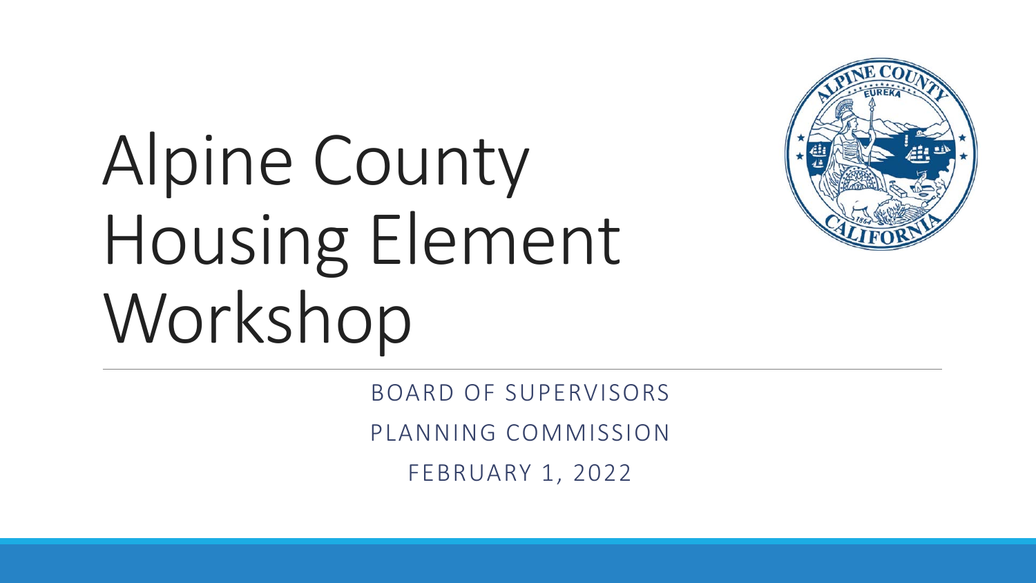# Alpine County Housing Element Workshop

BOARD OF SUPERVISORS

PLANNING COMMISSION

FEBRUARY 1, 2022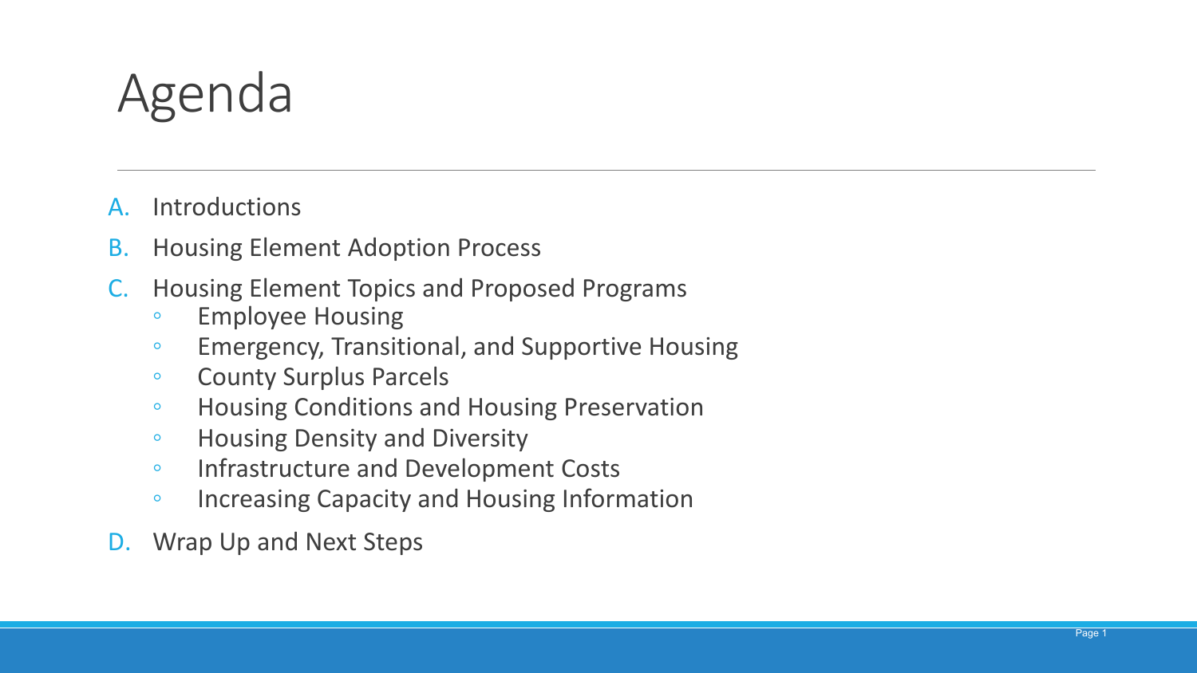# Agenda

A. Introductions
B. Housing Element Adoption Process
C. Housing Element Topics and Proposed Programs
    - Employee Housing
    - Emergency, Transitional, and Supportive Housing
    - County Surplus Parcels
    - Housing Conditions and Housing Preservation
    - Housing Density and Diversity
    - Infrastructure and Development Costs
    - Increasing Capacity and Housing Information
D. Wrap Up and Next Steps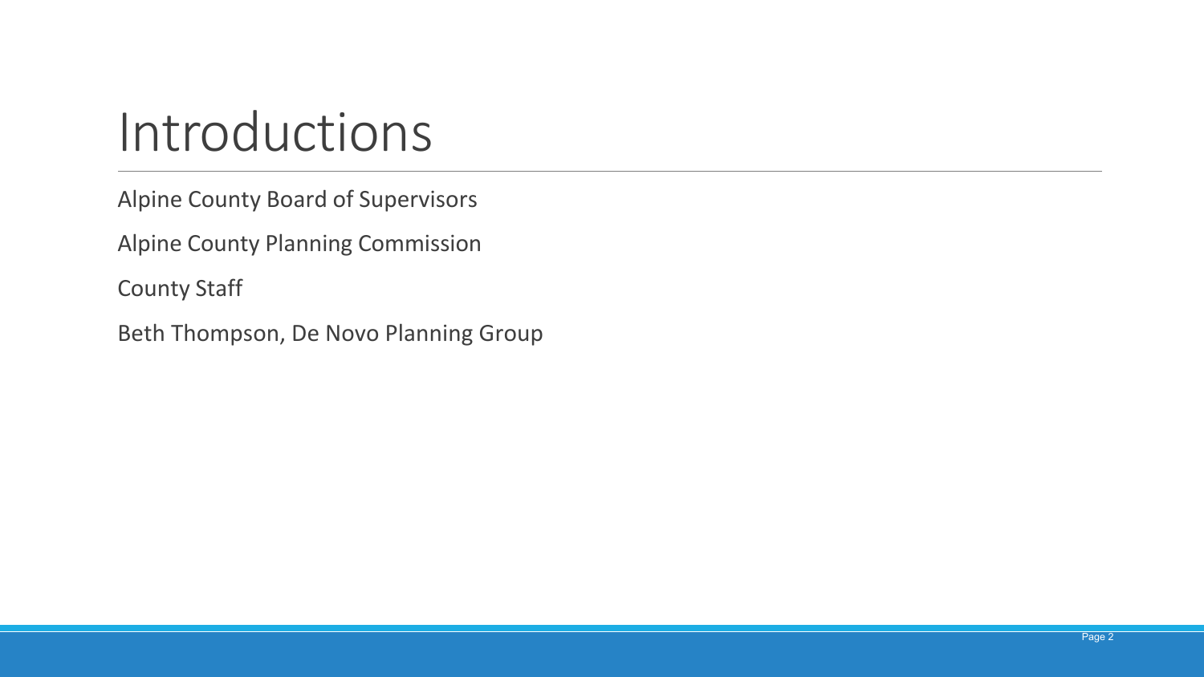# Introductions

Alpine County Board of Supervisors

Alpine County Planning Commission

County Staff

Beth Thompson, De Novo Planning Group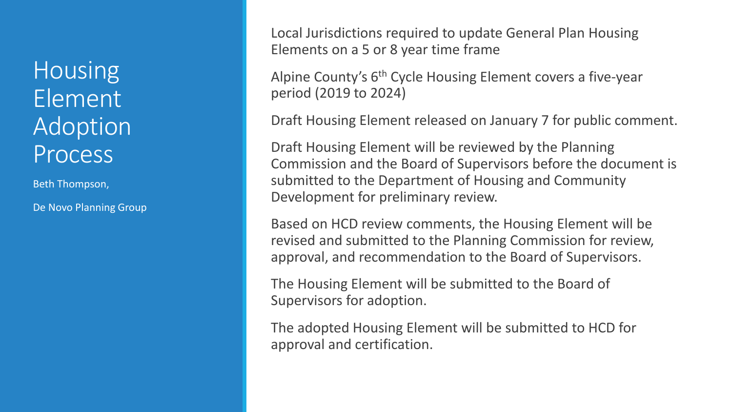# Housing Element Adoption Process

Beth Thompson,

De Novo Planning Group

Local Jurisdictions required to update General Plan Housing Elements on a 5 or 8 year time frame

Alpine County's 6th Cycle Housing Element covers a five-year period (2019 to 2024)

Draft Housing Element released on January 7 for public comment.

Draft Housing Element will be reviewed by the Planning Commission and the Board of Supervisors before the document is submitted to the Department of Housing and Community Development for preliminary review.

Based on HCD review comments, the Housing Element will be revised and submitted to the Planning Commission for review, approval, and recommendation to the Board of Supervisors.

The Housing Element will be submitted to the Board of Supervisors for adoption.

The adopted Housing Element will be submitted to HCD for approval and certification.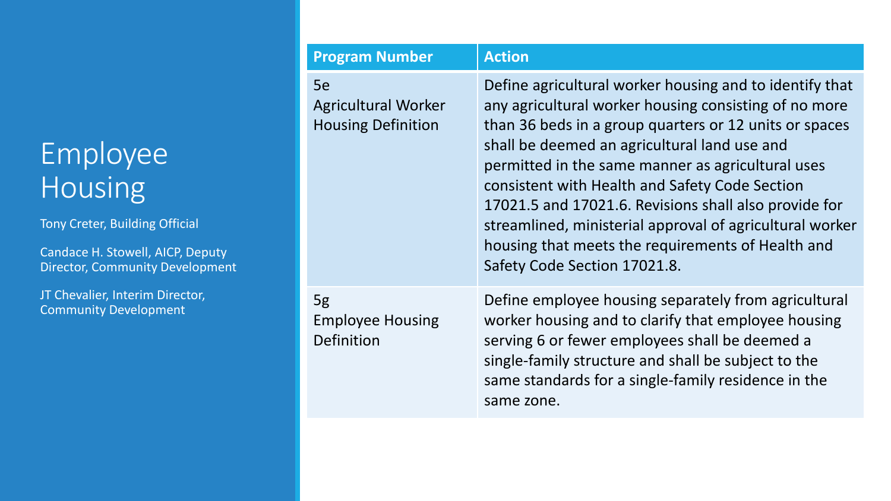# Employee Housing

Tony Creter, Building Official

Candace H. Stowell, AICP, Deputy Director, Community Development

JT Chevalier, Interim Director, Community Development

| Program Number | Action |
| --- | --- |
| 5e<br>Agricultural Worker Housing Definition | Define agricultural worker housing and to identify that any agricultural worker housing consisting of no more than 36 beds in a group quarters or 12 units or spaces shall be deemed an agricultural land use and permitted in the same manner as agricultural uses consistent with Health and Safety Code Section 17021.5 and 17021.6. Revisions shall also provide for streamlined, ministerial approval of agricultural worker housing that meets the requirements of Health and Safety Code Section 17021.8. |
| 5g<br>Employee Housing Definition | Define employee housing separately from agricultural worker housing and to clarify that employee housing serving 6 or fewer employees shall be deemed a single-family structure and shall be subject to the same standards for a single-family residence in the same zone. |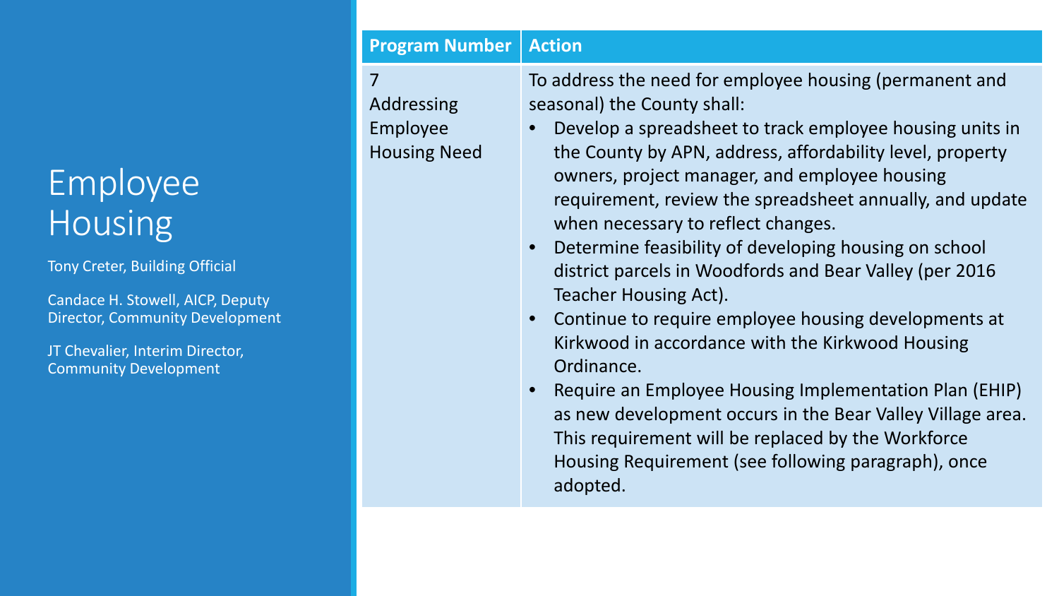# Employee Housing

Tony Creter, Building Official

Candace H. Stowell, AICP, Deputy Director, Community Development

JT Chevalier, Interim Director, Community Development

| Program Number | Action |
| --- | --- |
| 7 Addressing Employee Housing Need | To address the need for employee housing (permanent and seasonal) the County shall:<br>• Develop a spreadsheet to track employee housing units in the County by APN, address, affordability level, property owners, project manager, and employee housing requirement, review the spreadsheet annually, and update when necessary to reflect changes.<br>• Determine feasibility of developing housing on school district parcels in Woodfords and Bear Valley (per 2016 Teacher Housing Act).<br>• Continue to require employee housing developments at Kirkwood in accordance with the Kirkwood Housing Ordinance.<br>• Require an Employee Housing Implementation Plan (EHIP) as new development occurs in the Bear Valley Village area. This requirement will be replaced by the Workforce Housing Requirement (see following paragraph), once adopted. |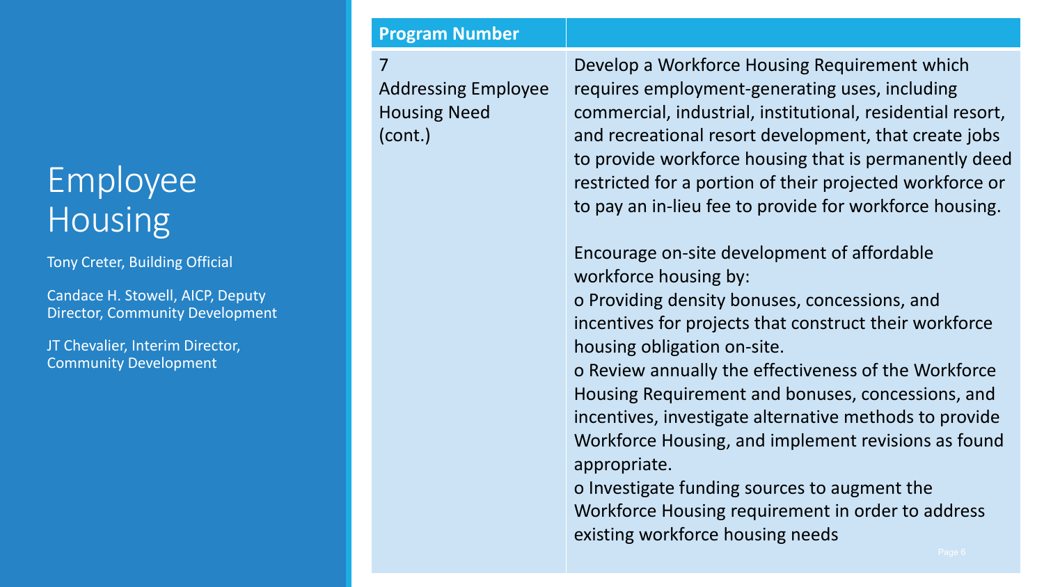# Employee Housing

Tony Creter, Building Official

Candace H. Stowell, AICP, Deputy Director, Community Development

JT Chevalier, Interim Director, Community Development

| Program Number | |
|---|---|
| 7<br>Addressing Employee Housing Need (cont.) | Develop a Workforce Housing Requirement which requires employment-generating uses, including commercial, industrial, institutional, residential resort, and recreational resort development, that create jobs to provide workforce housing that is permanently deed restricted for a portion of their projected workforce or to pay an in-lieu fee to provide for workforce housing.<br><br>Encourage on-site development of affordable workforce housing by:<br>o Providing density bonuses, concessions, and incentives for projects that construct their workforce housing obligation on-site.<br>o Review annually the effectiveness of the Workforce Housing Requirement and bonuses, concessions, and incentives, investigate alternative methods to provide Workforce Housing, and implement revisions as found appropriate.<br>o Investigate funding sources to augment the Workforce Housing requirement in order to address existing workforce housing needs |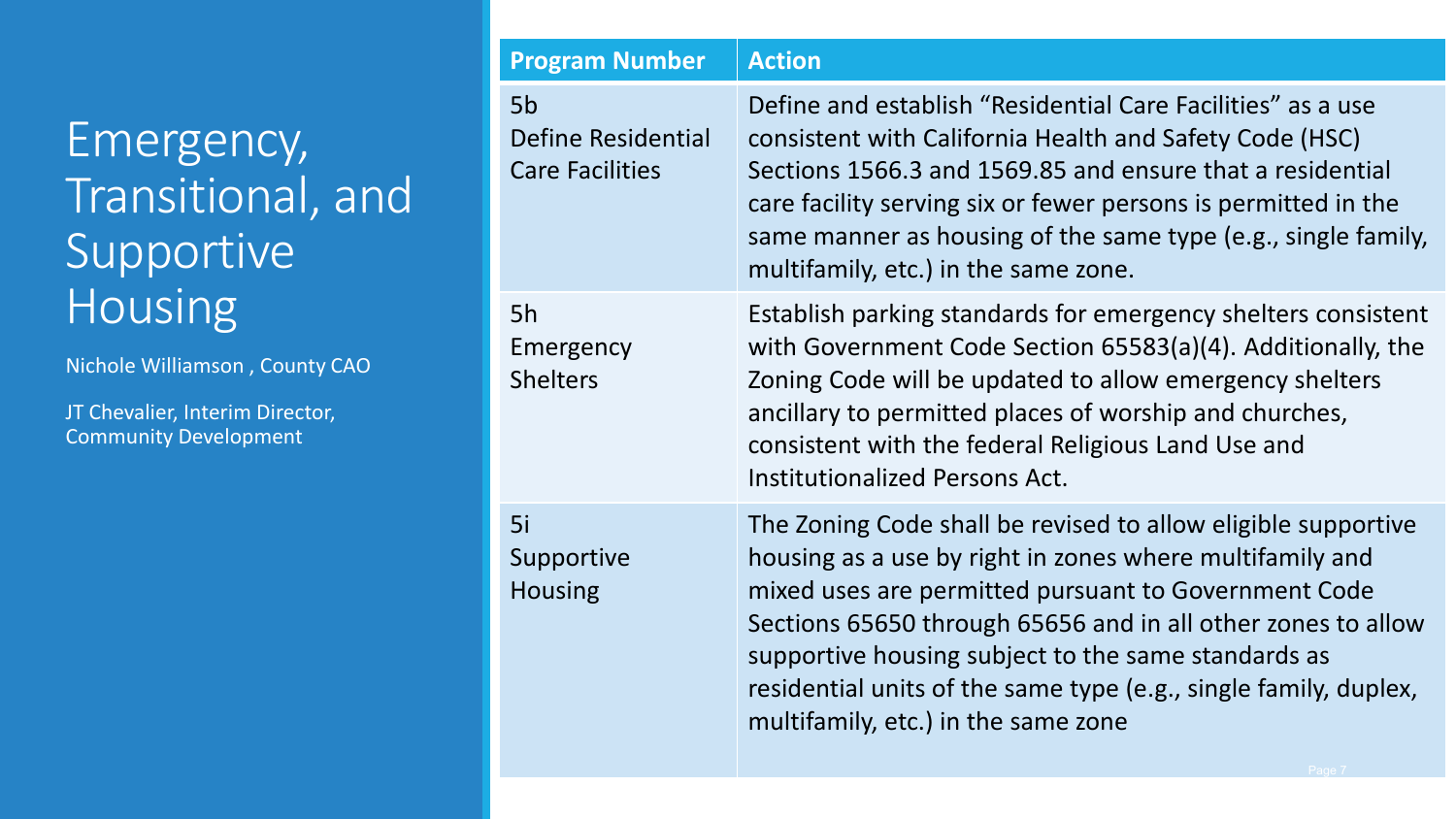# Emergency, Transitional, and Supportive Housing

Nichole Williamson , County CAO

JT Chevalier, Interim Director, Community Development

| Program Number | Action |
| --- | --- |
| 5b Define Residential Care Facilities | Define and establish "Residential Care Facilities" as a use consistent with California Health and Safety Code (HSC) Sections 1566.3 and 1569.85 and ensure that a residential care facility serving six or fewer persons is permitted in the same manner as housing of the same type (e.g., single family, multifamily, etc.) in the same zone. |
| 5h Emergency Shelters | Establish parking standards for emergency shelters consistent with Government Code Section 65583(a)(4). Additionally, the Zoning Code will be updated to allow emergency shelters ancillary to permitted places of worship and churches, consistent with the federal Religious Land Use and Institutionalized Persons Act. |
| 5i Supportive Housing | The Zoning Code shall be revised to allow eligible supportive housing as a use by right in zones where multifamily and mixed uses are permitted pursuant to Government Code Sections 65650 through 65656 and in all other zones to allow supportive housing subject to the same standards as residential units of the same type (e.g., single family, duplex, multifamily, etc.) in the same zone |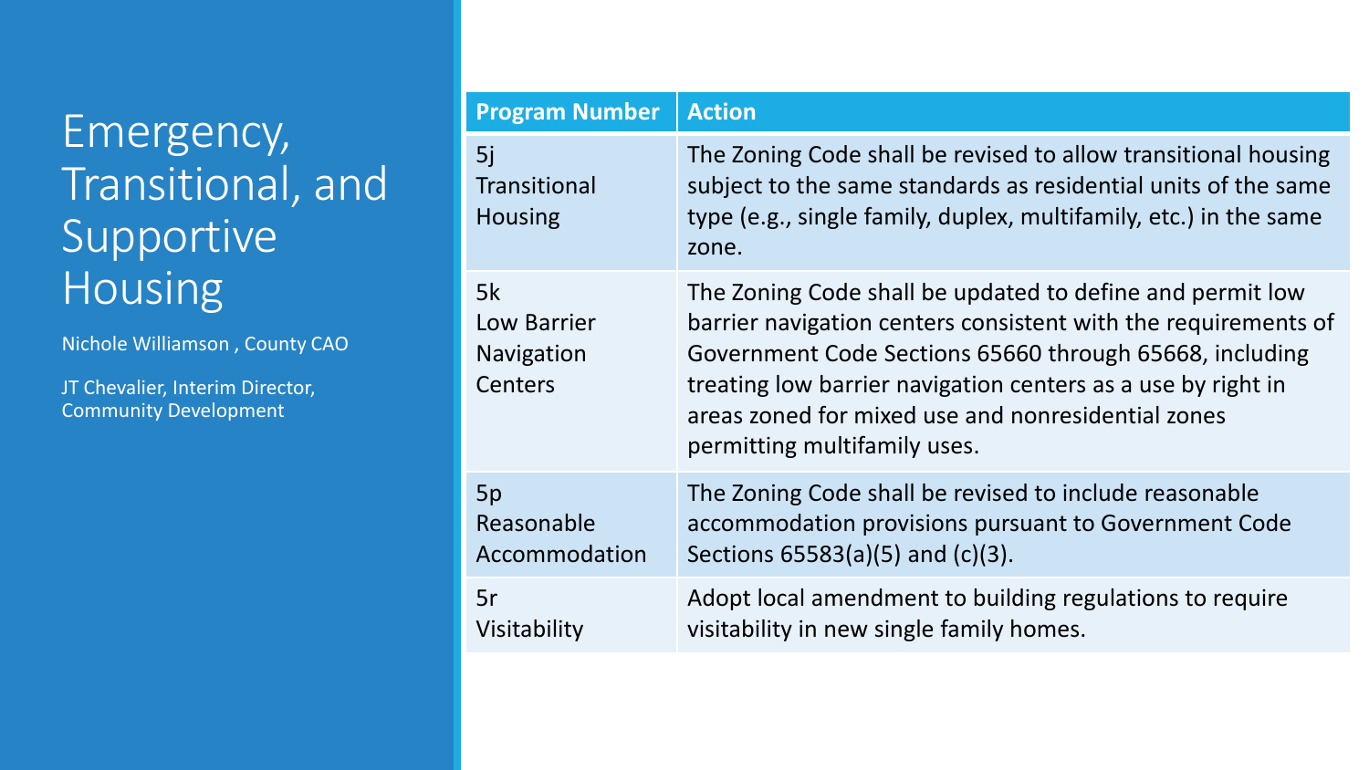# Emergency, Transitional, and Supportive Housing

Nichole Williamson , County CAO

JT Chevalier, Interim Director, Community Development

| Program Number | Action |
| --- | --- |
| 5j Transitional Housing | The Zoning Code shall be revised to allow transitional housing subject to the same standards as residential units of the same type (e.g., single family, duplex, multifamily, etc.) in the same zone. |
| 5k Low Barrier Navigation Centers | The Zoning Code shall be updated to define and permit low barrier navigation centers consistent with the requirements of Government Code Sections 65660 through 65668, including treating low barrier navigation centers as a use by right in areas zoned for mixed use and nonresidential zones permitting multifamily uses. |
| 5p Reasonable Accommodation | The Zoning Code shall be revised to include reasonable accommodation provisions pursuant to Government Code Sections 65583(a)(5) and (c)(3). |
| 5r Visitability | Adopt local amendment to building regulations to require visitability in new single family homes. |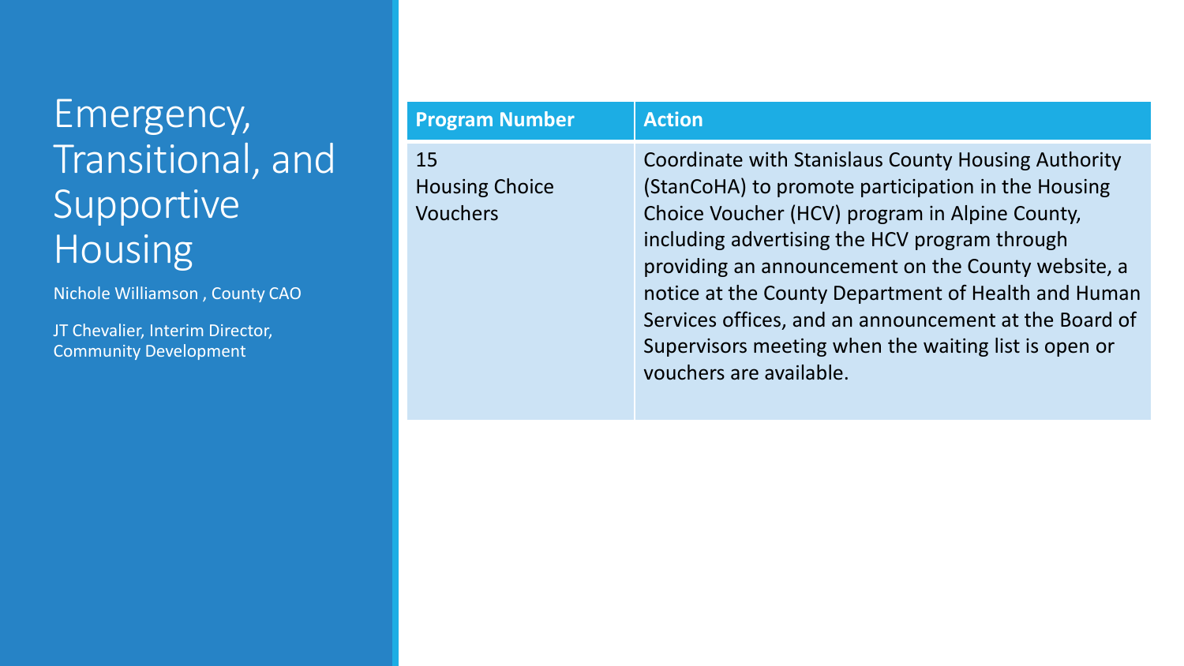# Emergency, Transitional, and Supportive Housing

Nichole Williamson , County CAO

JT Chevalier, Interim Director, Community Development

| Program Number | Action |
| --- | --- |
| 15<br>Housing Choice Vouchers | Coordinate with Stanislaus County Housing Authority (StanCoHA) to promote participation in the Housing Choice Voucher (HCV) program in Alpine County, including advertising the HCV program through providing an announcement on the County website, a notice at the County Department of Health and Human Services offices, and an announcement at the Board of Supervisors meeting when the waiting list is open or vouchers are available. |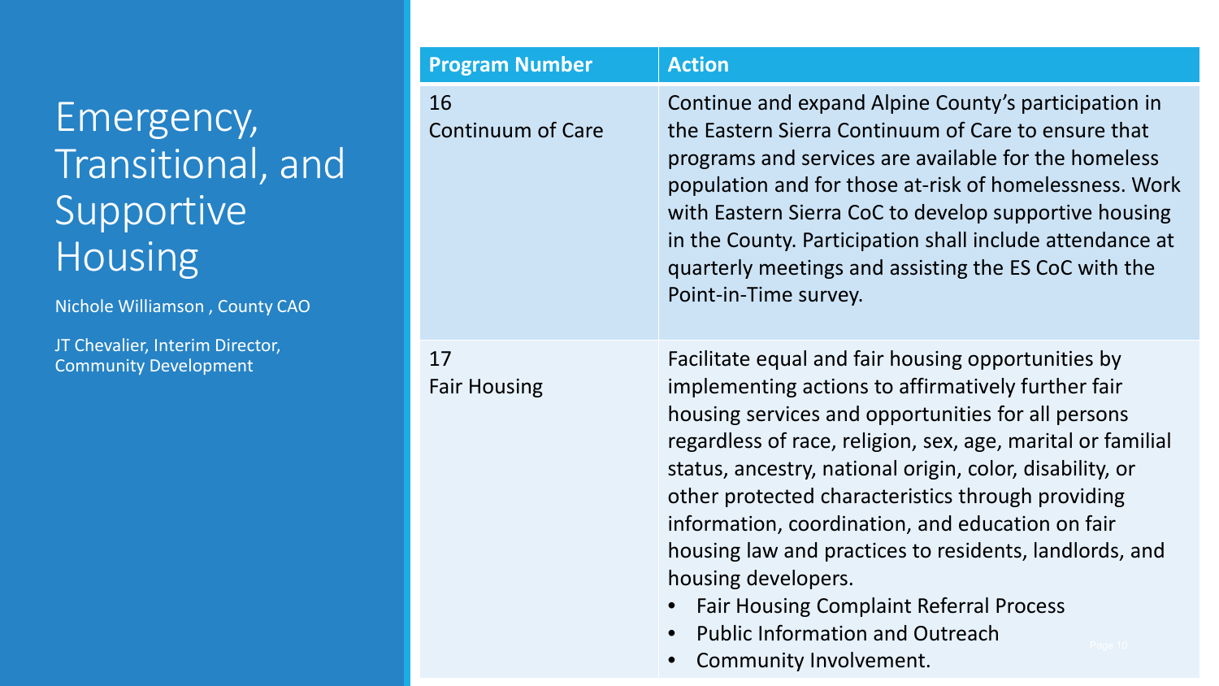# Emergency, Transitional, and Supportive Housing

Nichole Williamson , County CAO

JT Chevalier, Interim Director, Community Development

| Program Number | Action |
| --- | --- |
| 16<br>Continuum of Care | Continue and expand Alpine County's participation in the Eastern Sierra Continuum of Care to ensure that programs and services are available for the homeless population and for those at-risk of homelessness. Work with Eastern Sierra CoC to develop supportive housing in the County. Participation shall include attendance at quarterly meetings and assisting the ES CoC with the Point-in-Time survey. |
| 17<br>Fair Housing | Facilitate equal and fair housing opportunities by implementing actions to affirmatively further fair housing services and opportunities for all persons regardless of race, religion, sex, age, marital or familial status, ancestry, national origin, color, disability, or other protected characteristics through providing information, coordination, and education on fair housing law and practices to residents, landlords, and housing developers.<br>• Fair Housing Complaint Referral Process<br>• Public Information and Outreach<br>• Community Involvement. |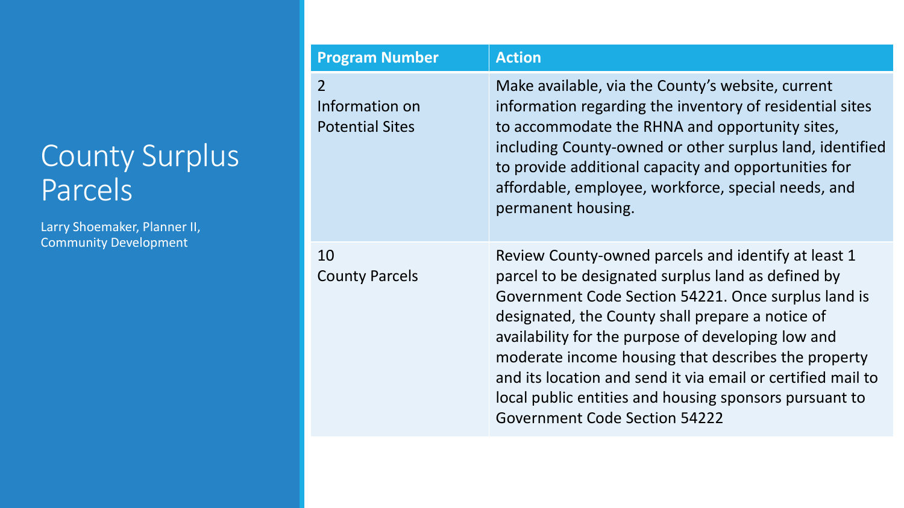# County Surplus Parcels

Larry Shoemaker, Planner II, Community Development

| Program Number | Action |
| --- | --- |
| 2<br>Information on Potential Sites | Make available, via the County's website, current information regarding the inventory of residential sites to accommodate the RHNA and opportunity sites, including County-owned or other surplus land, identified to provide additional capacity and opportunities for affordable, employee, workforce, special needs, and permanent housing. |
| 10<br>County Parcels | Review County-owned parcels and identify at least 1 parcel to be designated surplus land as defined by Government Code Section 54221. Once surplus land is designated, the County shall prepare a notice of availability for the purpose of developing low and moderate income housing that describes the property and its location and send it via email or certified mail to local public entities and housing sponsors pursuant to Government Code Section 54222 |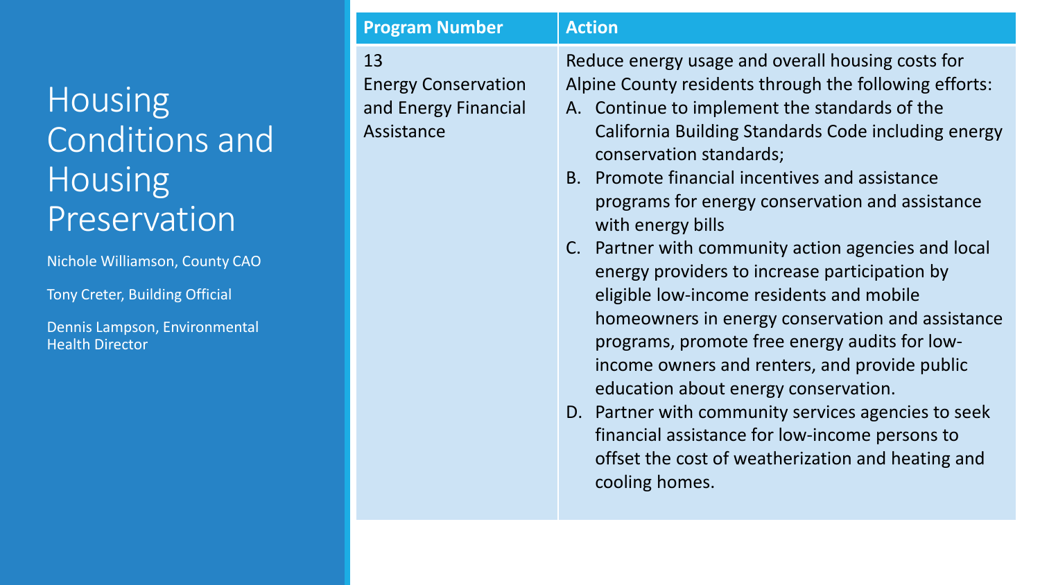# Housing Conditions and Housing Preservation

Nichole Williamson, County CAO

Tony Creter, Building Official

Dennis Lampson, Environmental Health Director

| Program Number | Action |
| --- | --- |
| 13<br>Energy Conservation and Energy Financial Assistance | Reduce energy usage and overall housing costs for Alpine County residents through the following efforts:<br>A. Continue to implement the standards of the California Building Standards Code including energy conservation standards;<br>B. Promote financial incentives and assistance programs for energy conservation and assistance with energy bills<br>C. Partner with community action agencies and local energy providers to increase participation by eligible low-income residents and mobile homeowners in energy conservation and assistance programs, promote free energy audits for low-income owners and renters, and provide public education about energy conservation.<br>D. Partner with community services agencies to seek financial assistance for low-income persons to offset the cost of weatherization and heating and cooling homes. |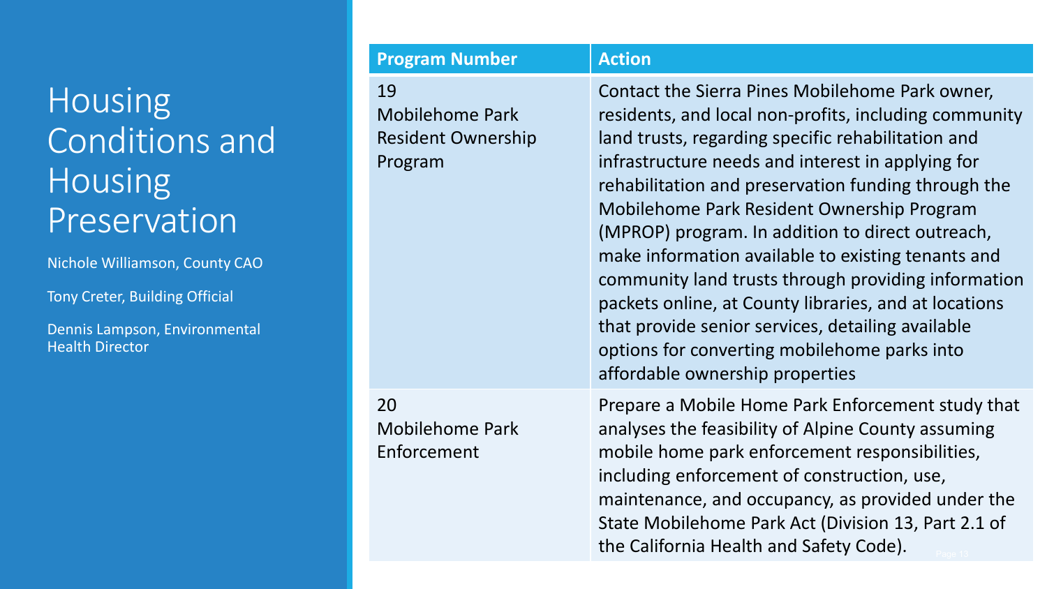# Housing Conditions and Housing Preservation

Nichole Williamson, County CAO

Tony Creter, Building Official

Dennis Lampson, Environmental Health Director

| Program Number | Action |
| --- | --- |
| 19 Mobilehome Park Resident Ownership Program | Contact the Sierra Pines Mobilehome Park owner, residents, and local non-profits, including community land trusts, regarding specific rehabilitation and infrastructure needs and interest in applying for rehabilitation and preservation funding through the Mobilehome Park Resident Ownership Program (MPROP) program. In addition to direct outreach, make information available to existing tenants and community land trusts through providing information packets online, at County libraries, and at locations that provide senior services, detailing available options for converting mobilehome parks into affordable ownership properties |
| 20 Mobilehome Park Enforcement | Prepare a Mobile Home Park Enforcement study that analyses the feasibility of Alpine County assuming mobile home park enforcement responsibilities, including enforcement of construction, use, maintenance, and occupancy, as provided under the State Mobilehome Park Act (Division 13, Part 2.1 of the California Health and Safety Code). |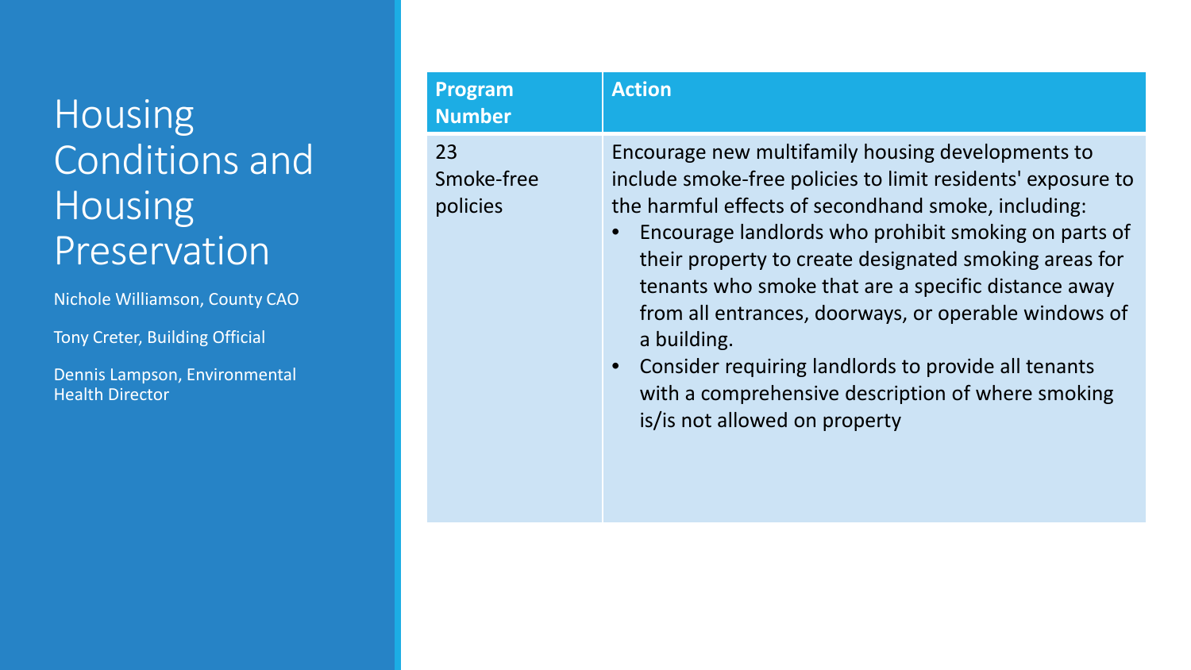# Housing Conditions and Housing Preservation

Nichole Williamson, County CAO

Tony Creter, Building Official

Dennis Lampson, Environmental Health Director

| Program Number | Action |
| --- | --- |
| 23 Smoke-free policies | Encourage new multifamily housing developments to include smoke-free policies to limit residents' exposure to the harmful effects of secondhand smoke, including:<br>• Encourage landlords who prohibit smoking on parts of their property to create designated smoking areas for tenants who smoke that are a specific distance away from all entrances, doorways, or operable windows of a building.<br>• Consider requiring landlords to provide all tenants with a comprehensive description of where smoking is/is not allowed on property |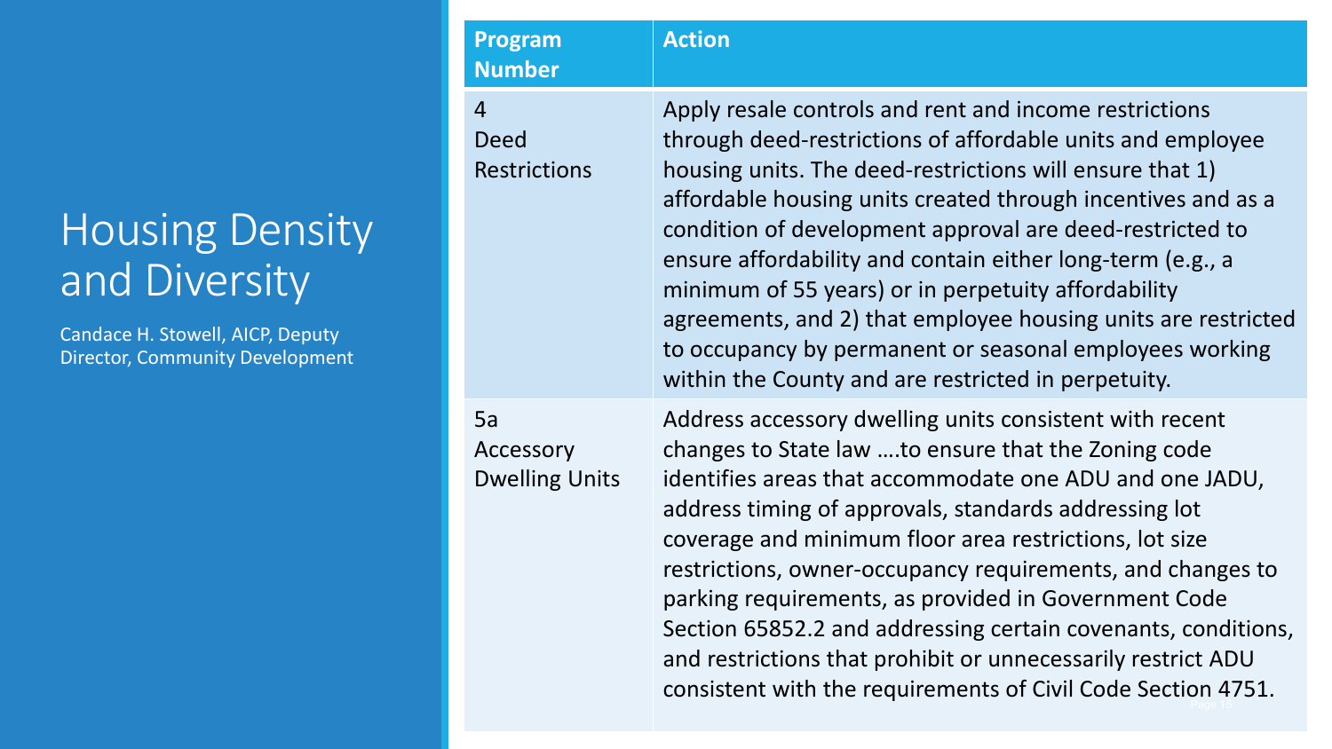# Housing Density and Diversity

Candace H. Stowell, AICP, Deputy Director, Community Development

| Program Number | Action |
| --- | --- |
| 4 Deed Restrictions | Apply resale controls and rent and income restrictions through deed-restrictions of affordable units and employee housing units. The deed-restrictions will ensure that 1) affordable housing units created through incentives and as a condition of development approval are deed-restricted to ensure affordability and contain either long-term (e.g., a minimum of 55 years) or in perpetuity affordability agreements, and 2) that employee housing units are restricted to occupancy by permanent or seasonal employees working within the County and are restricted in perpetuity. |
| 5a Accessory Dwelling Units | Address accessory dwelling units consistent with recent changes to State law ….to ensure that the Zoning code identifies areas that accommodate one ADU and one JADU, address timing of approvals, standards addressing lot coverage and minimum floor area restrictions, lot size restrictions, owner-occupancy requirements, and changes to parking requirements, as provided in Government Code Section 65852.2 and addressing certain covenants, conditions, and restrictions that prohibit or unnecessarily restrict ADU consistent with the requirements of Civil Code Section 4751. |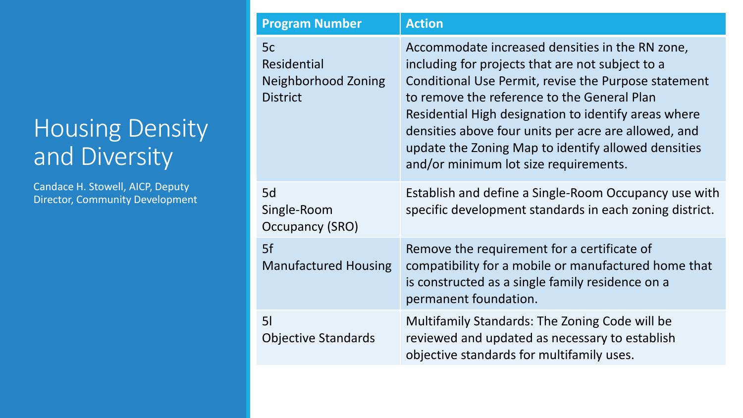# Housing Density and Diversity

Candace H. Stowell, AICP, Deputy Director, Community Development

| Program Number | Action |
| --- | --- |
| 5c Residential Neighborhood Zoning District | Accommodate increased densities in the RN zone, including for projects that are not subject to a Conditional Use Permit, revise the Purpose statement to remove the reference to the General Plan Residential High designation to identify areas where densities above four units per acre are allowed, and update the Zoning Map to identify allowed densities and/or minimum lot size requirements. |
| 5d Single-Room Occupancy (SRO) | Establish and define a Single-Room Occupancy use with specific development standards in each zoning district. |
| 5f Manufactured Housing | Remove the requirement for a certificate of compatibility for a mobile or manufactured home that is constructed as a single family residence on a permanent foundation. |
| 5l Objective Standards | Multifamily Standards: The Zoning Code will be reviewed and updated as necessary to establish objective standards for multifamily uses. |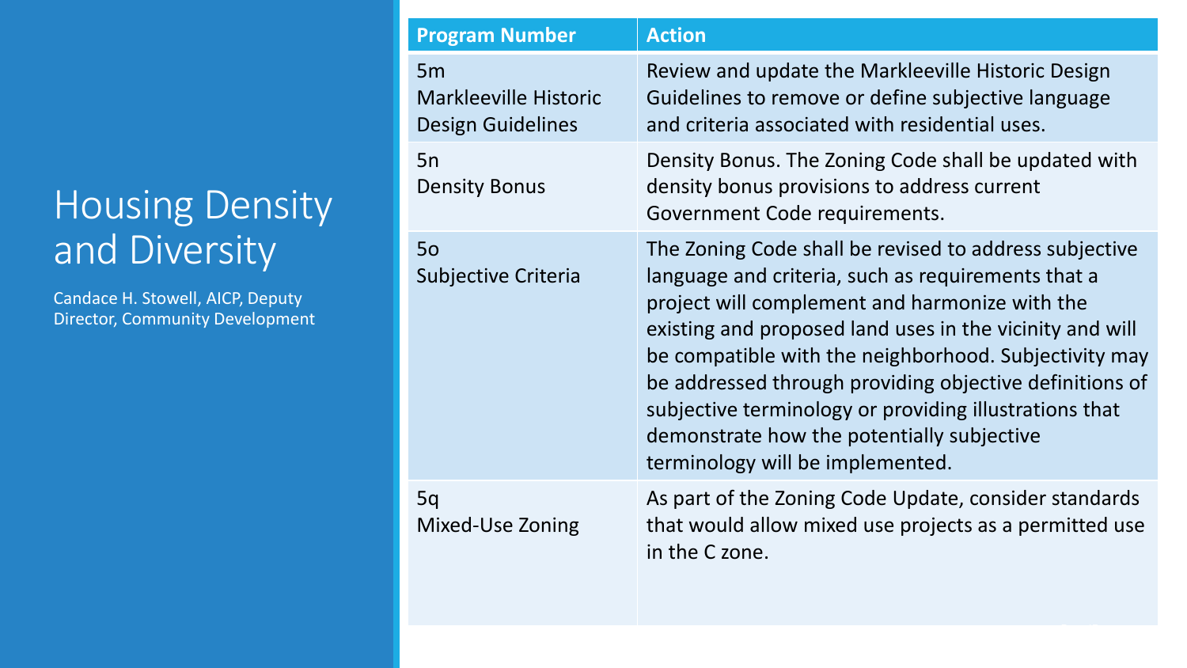# Housing Density and Diversity

Candace H. Stowell, AICP, Deputy Director, Community Development

| Program Number | Action |
| --- | --- |
| 5m<br>Markleeville Historic Design Guidelines | Review and update the Markleeville Historic Design Guidelines to remove or define subjective language and criteria associated with residential uses. |
| 5n<br>Density Bonus | Density Bonus. The Zoning Code shall be updated with density bonus provisions to address current Government Code requirements. |
| 5o<br>Subjective Criteria | The Zoning Code shall be revised to address subjective language and criteria, such as requirements that a project will complement and harmonize with the existing and proposed land uses in the vicinity and will be compatible with the neighborhood. Subjectivity may be addressed through providing objective definitions of subjective terminology or providing illustrations that demonstrate how the potentially subjective terminology will be implemented. |
| 5q<br>Mixed-Use Zoning | As part of the Zoning Code Update, consider standards that would allow mixed use projects as a permitted use in the C zone. |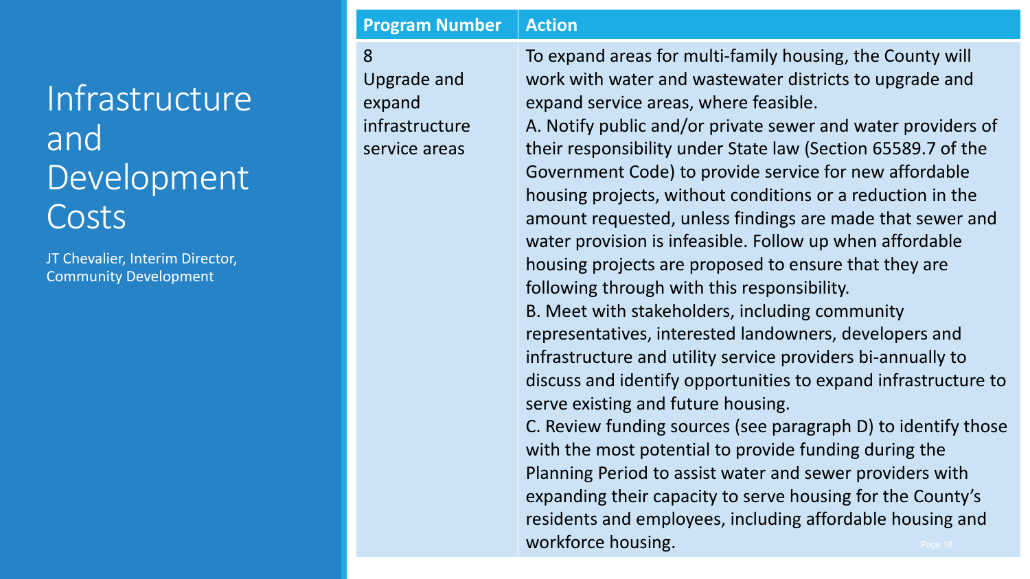# Infrastructure and Development Costs

JT Chevalier, Interim Director, Community Development

| Program Number | Action |
| --- | --- |
| 8<br>Upgrade and expand infrastructure service areas | To expand areas for multi-family housing, the County will work with water and wastewater districts to upgrade and expand service areas, where feasible.<br>A. Notify public and/or private sewer and water providers of their responsibility under State law (Section 65589.7 of the Government Code) to provide service for new affordable housing projects, without conditions or a reduction in the amount requested, unless findings are made that sewer and water provision is infeasible. Follow up when affordable housing projects are proposed to ensure that they are following through with this responsibility.<br>B. Meet with stakeholders, including community representatives, interested landowners, developers and infrastructure and utility service providers bi-annually to discuss and identify opportunities to expand infrastructure to serve existing and future housing.<br>C. Review funding sources (see paragraph D) to identify those with the most potential to provide funding during the Planning Period to assist water and sewer providers with expanding their capacity to serve housing for the County's residents and employees, including affordable housing and workforce housing. |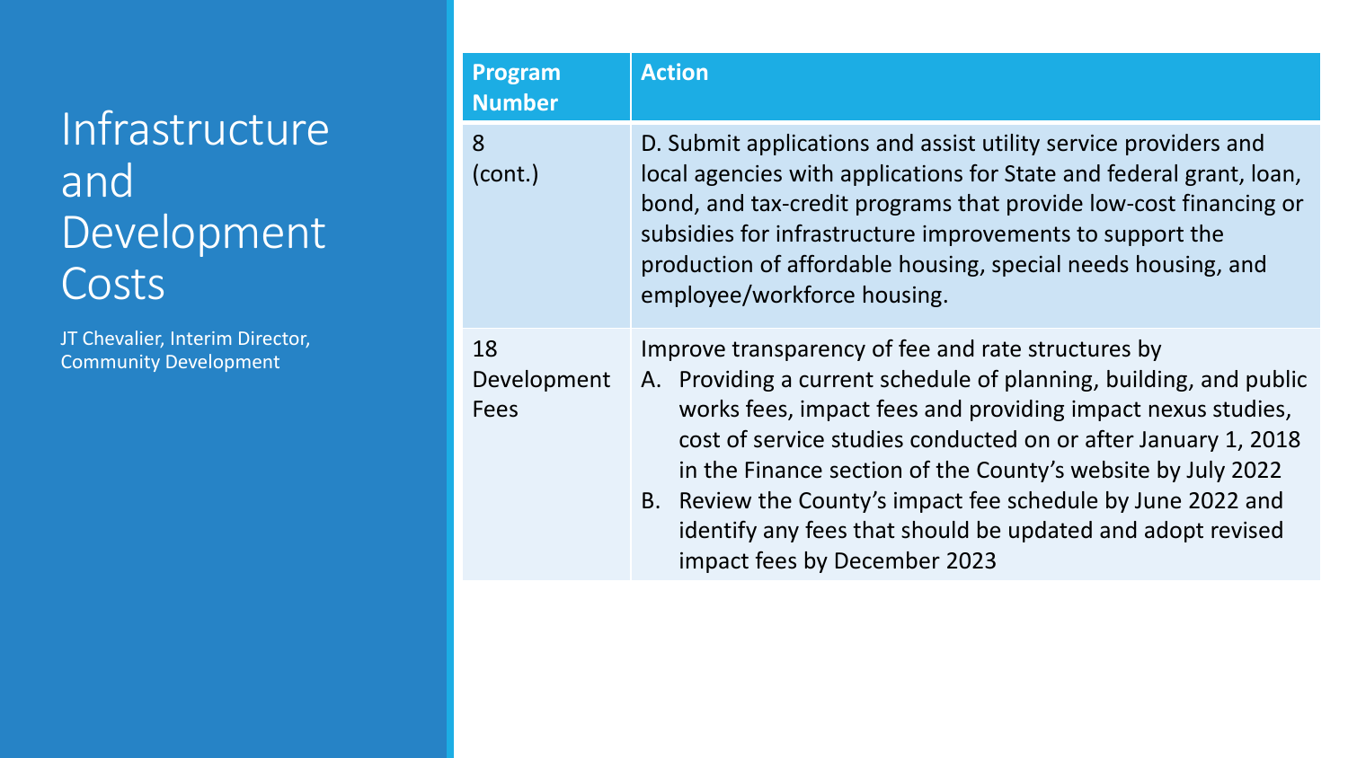# Infrastructure and Development Costs

JT Chevalier, Interim Director, Community Development

| Program Number | Action |
| --- | --- |
| 8 (cont.) | D. Submit applications and assist utility service providers and local agencies with applications for State and federal grant, loan, bond, and tax-credit programs that provide low-cost financing or subsidies for infrastructure improvements to support the production of affordable housing, special needs housing, and employee/workforce housing. |
| 18 Development Fees | Improve transparency of fee and rate structures by<br>A. Providing a current schedule of planning, building, and public works fees, impact fees and providing impact nexus studies, cost of service studies conducted on or after January 1, 2018 in the Finance section of the County's website by July 2022<br>B. Review the County's impact fee schedule by June 2022 and identify any fees that should be updated and adopt revised impact fees by December 2023 |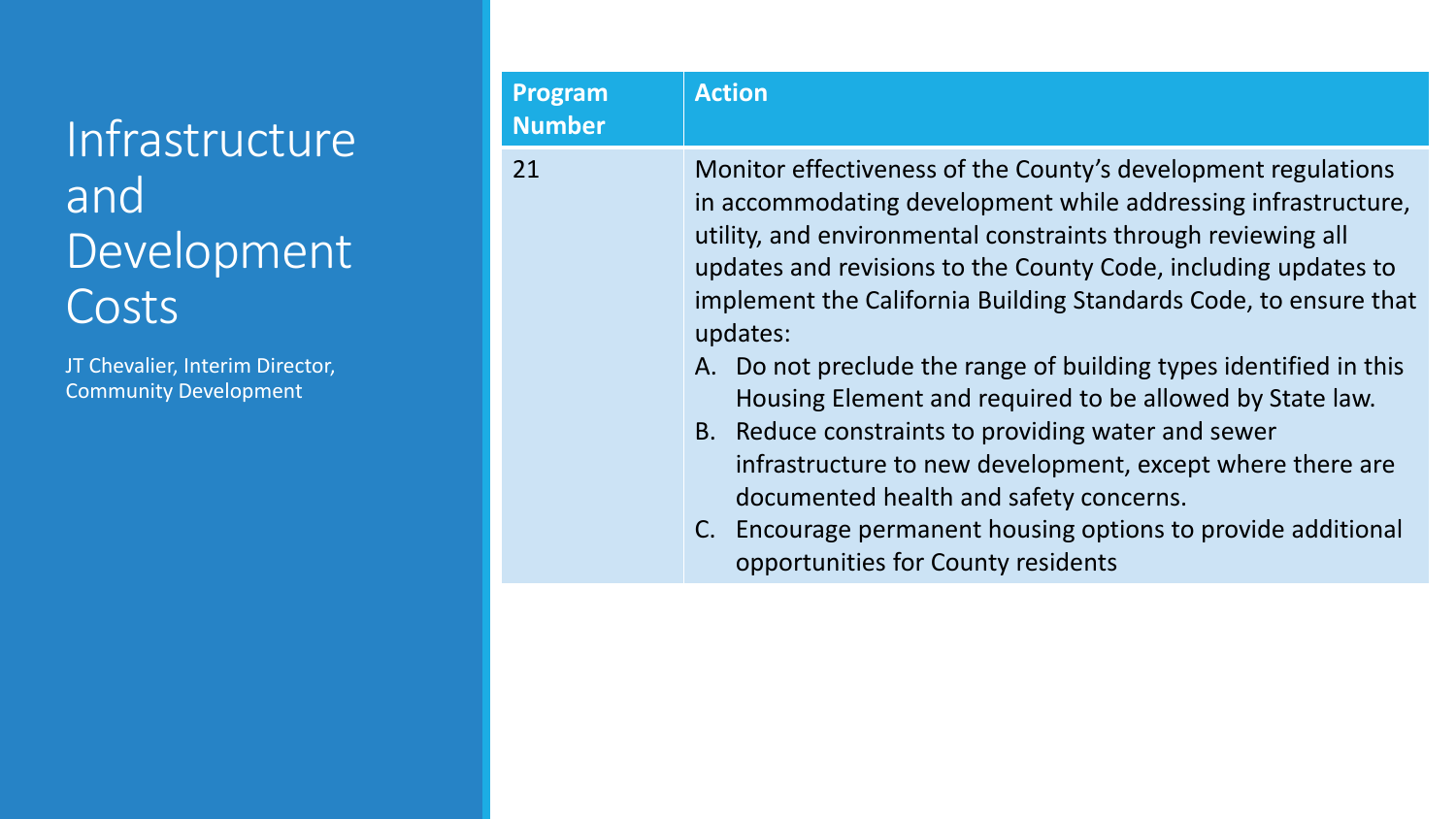# Infrastructure and Development Costs

JT Chevalier, Interim Director, Community Development

| Program Number | Action |
| --- | --- |
| 21 | Monitor effectiveness of the County's development regulations in accommodating development while addressing infrastructure, utility, and environmental constraints through reviewing all updates and revisions to the County Code, including updates to implement the California Building Standards Code, to ensure that updates:<br>A. Do not preclude the range of building types identified in this Housing Element and required to be allowed by State law.<br>B. Reduce constraints to providing water and sewer infrastructure to new development, except where there are documented health and safety concerns.<br>C. Encourage permanent housing options to provide additional opportunities for County residents |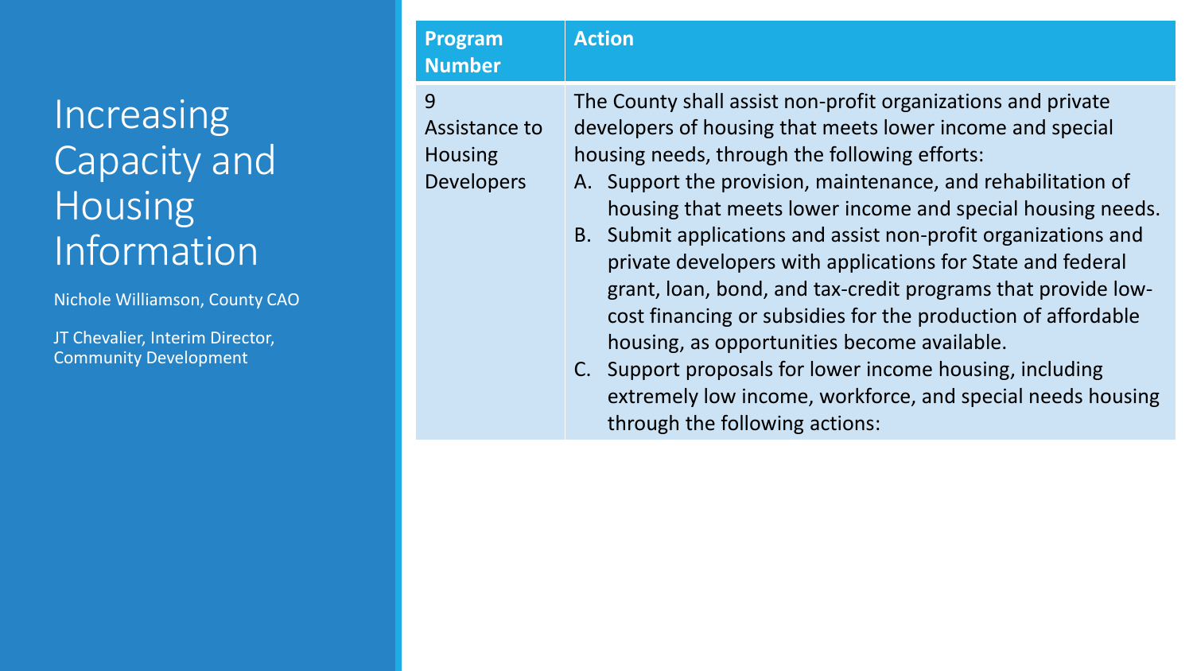# Increasing Capacity and Housing Information

Nichole Williamson, County CAO

JT Chevalier, Interim Director, Community Development

| Program Number | Action |
| --- | --- |
| 9 Assistance to Housing Developers | The County shall assist non-profit organizations and private developers of housing that meets lower income and special housing needs, through the following efforts:<br>A. Support the provision, maintenance, and rehabilitation of housing that meets lower income and special housing needs.<br>B. Submit applications and assist non-profit organizations and private developers with applications for State and federal grant, loan, bond, and tax-credit programs that provide low-cost financing or subsidies for the production of affordable housing, as opportunities become available.<br>C. Support proposals for lower income housing, including extremely low income, workforce, and special needs housing through the following actions: |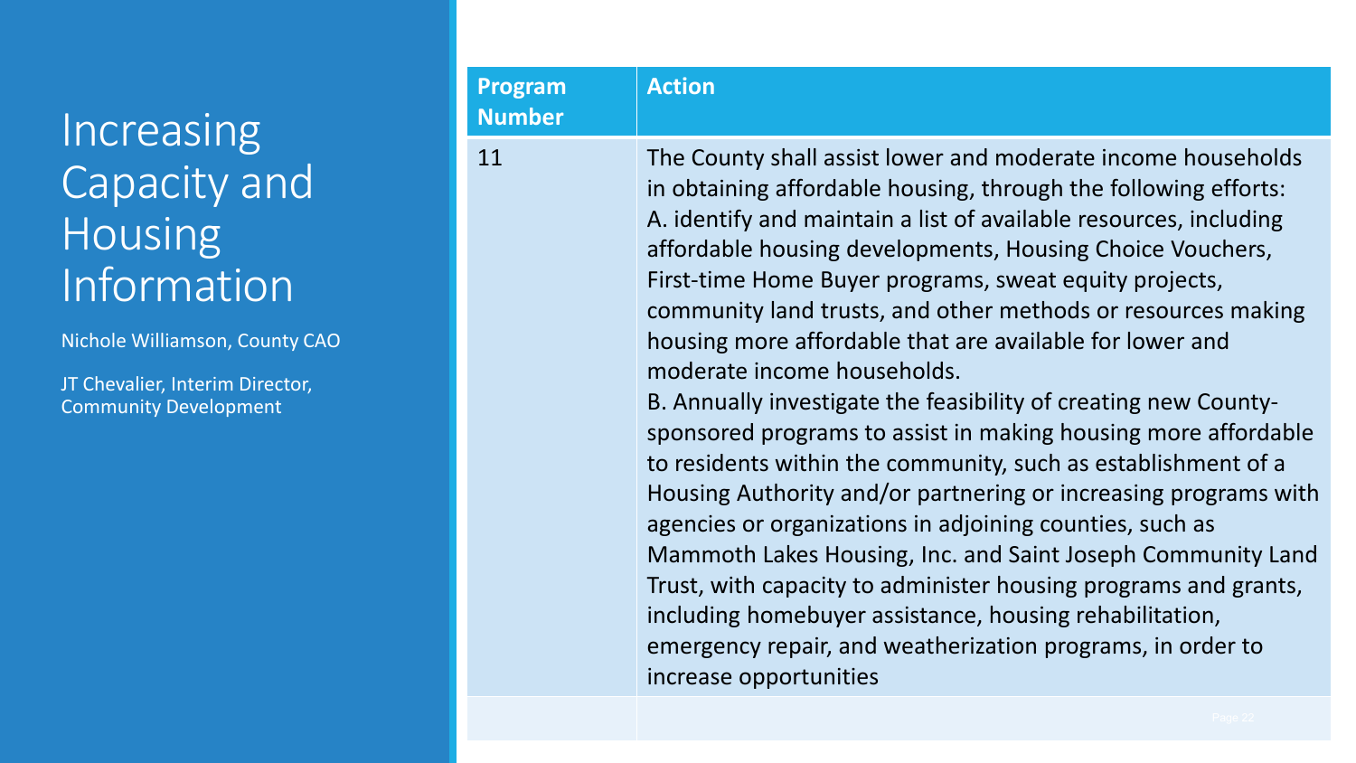# Increasing Capacity and Housing Information

Nichole Williamson, County CAO

JT Chevalier, Interim Director, Community Development

| Program Number | Action |
|---|---|
| 11 | The County shall assist lower and moderate income households in obtaining affordable housing, through the following efforts: A. identify and maintain a list of available resources, including affordable housing developments, Housing Choice Vouchers, First-time Home Buyer programs, sweat equity projects, community land trusts, and other methods or resources making housing more affordable that are available for lower and moderate income households. B. Annually investigate the feasibility of creating new County-sponsored programs to assist in making housing more affordable to residents within the community, such as establishment of a Housing Authority and/or partnering or increasing programs with agencies or organizations in adjoining counties, such as Mammoth Lakes Housing, Inc. and Saint Joseph Community Land Trust, with capacity to administer housing programs and grants, including homebuyer assistance, housing rehabilitation, emergency repair, and weatherization programs, in order to increase opportunities |
| | |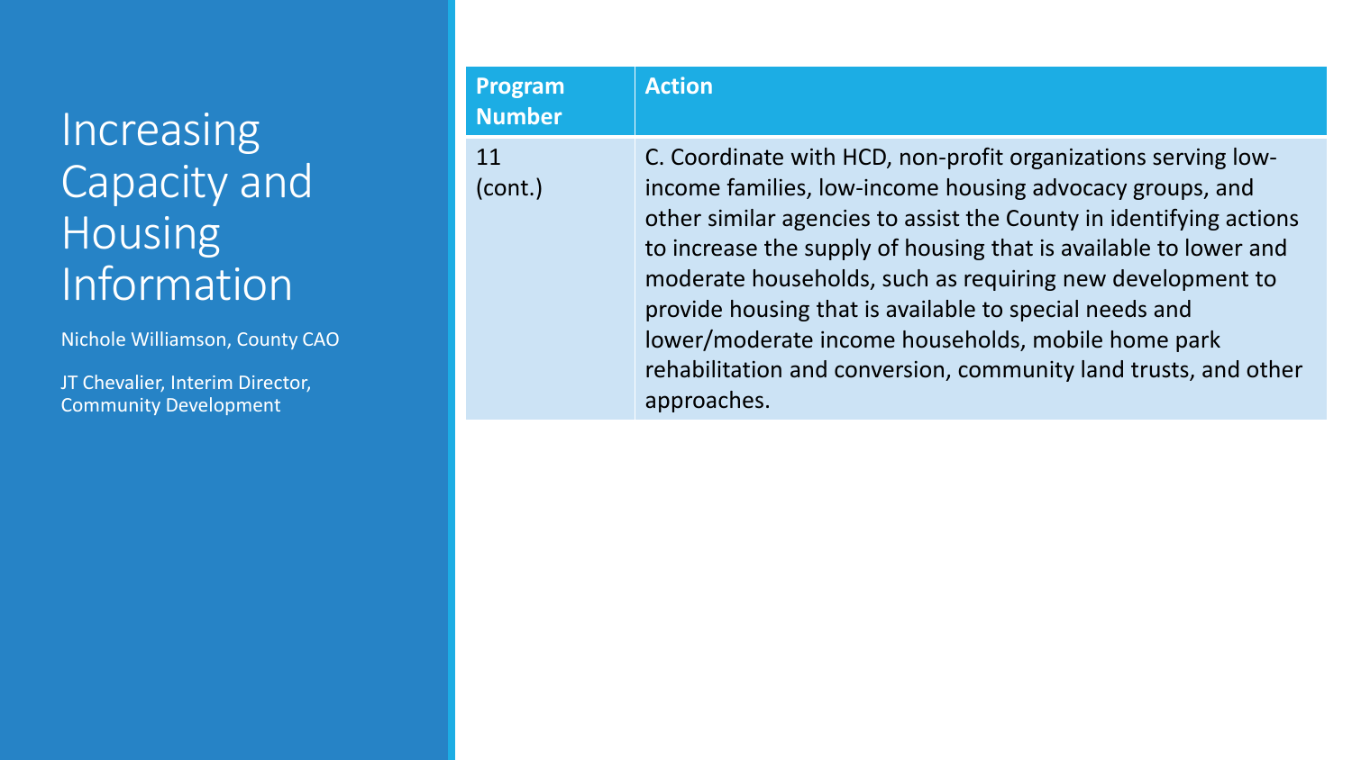# Increasing Capacity and Housing Information

Nichole Williamson, County CAO

JT Chevalier, Interim Director, Community Development

| Program Number | Action |
| --- | --- |
| 11 (cont.) | C. Coordinate with HCD, non-profit organizations serving low-income families, low-income housing advocacy groups, and other similar agencies to assist the County in identifying actions to increase the supply of housing that is available to lower and moderate households, such as requiring new development to provide housing that is available to special needs and lower/moderate income households, mobile home park rehabilitation and conversion, community land trusts, and other approaches. |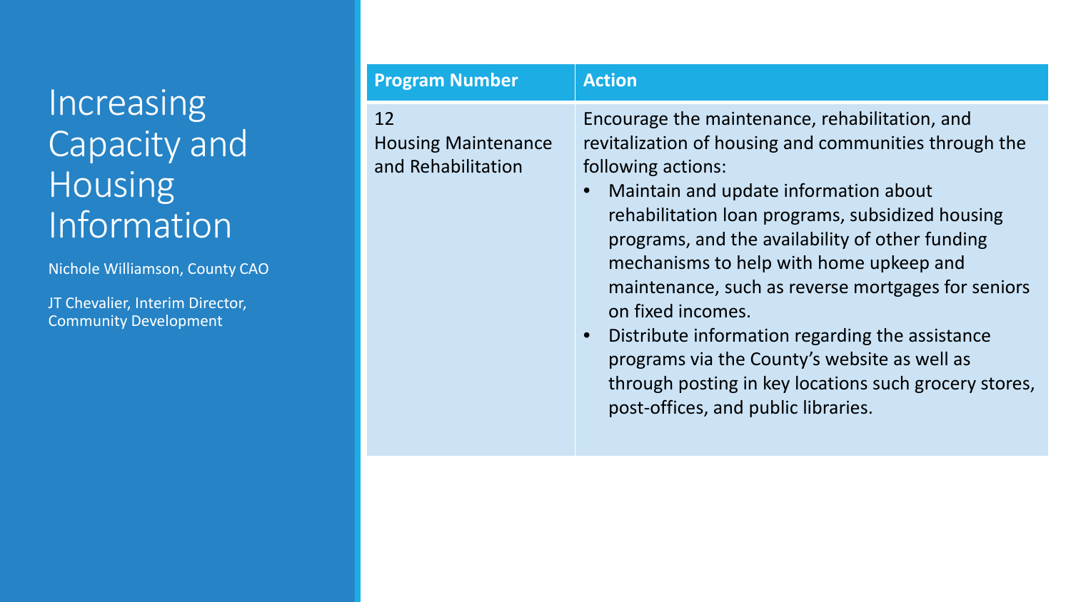# Increasing Capacity and Housing Information

Nichole Williamson, County CAO

JT Chevalier, Interim Director, Community Development

| Program Number | Action |
|---|---|
| 12<br>Housing Maintenance and Rehabilitation | Encourage the maintenance, rehabilitation, and revitalization of housing and communities through the following actions:<br>• Maintain and update information about rehabilitation loan programs, subsidized housing programs, and the availability of other funding mechanisms to help with home upkeep and maintenance, such as reverse mortgages for seniors on fixed incomes.<br>• Distribute information regarding the assistance programs via the County's website as well as through posting in key locations such grocery stores, post-offices, and public libraries. |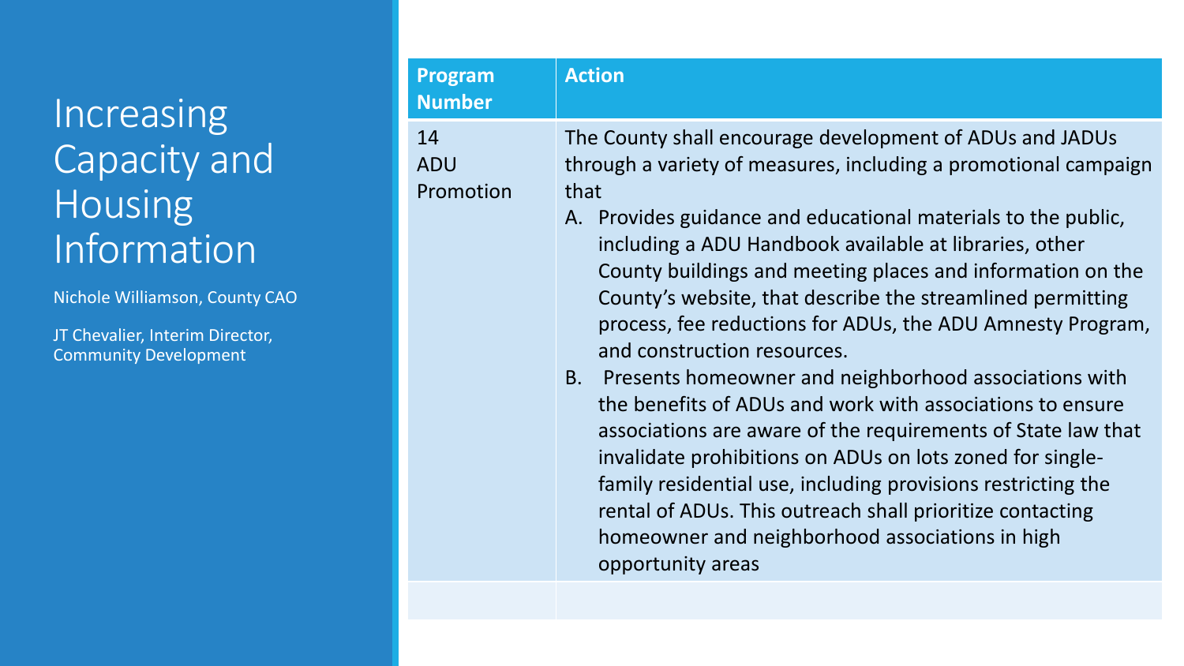# Increasing Capacity and Housing Information

Nichole Williamson, County CAO

JT Chevalier, Interim Director, Community Development

| Program Number | Action |
|---|---|
| 14 ADU Promotion | The County shall encourage development of ADUs and JADUs through a variety of measures, including a promotional campaign that<br>A. Provides guidance and educational materials to the public, including a ADU Handbook available at libraries, other County buildings and meeting places and information on the County's website, that describe the streamlined permitting process, fee reductions for ADUs, the ADU Amnesty Program, and construction resources.<br>B. Presents homeowner and neighborhood associations with the benefits of ADUs and work with associations to ensure associations are aware of the requirements of State law that invalidate prohibitions on ADUs on lots zoned for single-family residential use, including provisions restricting the rental of ADUs. This outreach shall prioritize contacting homeowner and neighborhood associations in high opportunity areas |
| | |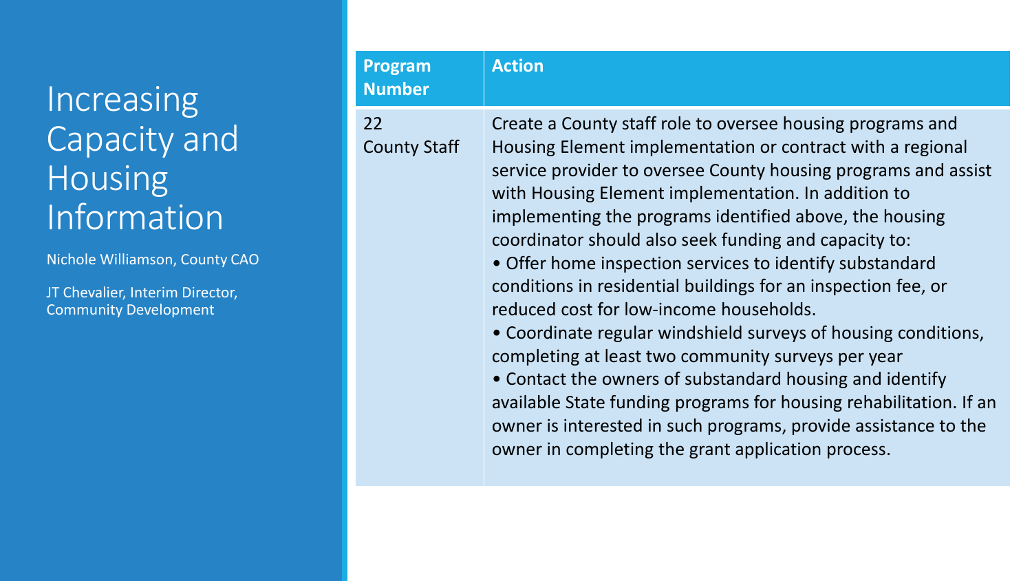# Increasing Capacity and Housing Information

Nichole Williamson, County CAO

JT Chevalier, Interim Director, Community Development

| Program Number | Action |
|---|---|
| 22<br>County Staff | Create a County staff role to oversee housing programs and Housing Element implementation or contract with a regional service provider to oversee County housing programs and assist with Housing Element implementation. In addition to implementing the programs identified above, the housing coordinator should also seek funding and capacity to:<br>• Offer home inspection services to identify substandard conditions in residential buildings for an inspection fee, or reduced cost for low-income households.<br>• Coordinate regular windshield surveys of housing conditions, completing at least two community surveys per year<br>• Contact the owners of substandard housing and identify available State funding programs for housing rehabilitation. If an owner is interested in such programs, provide assistance to the owner in completing the grant application process. |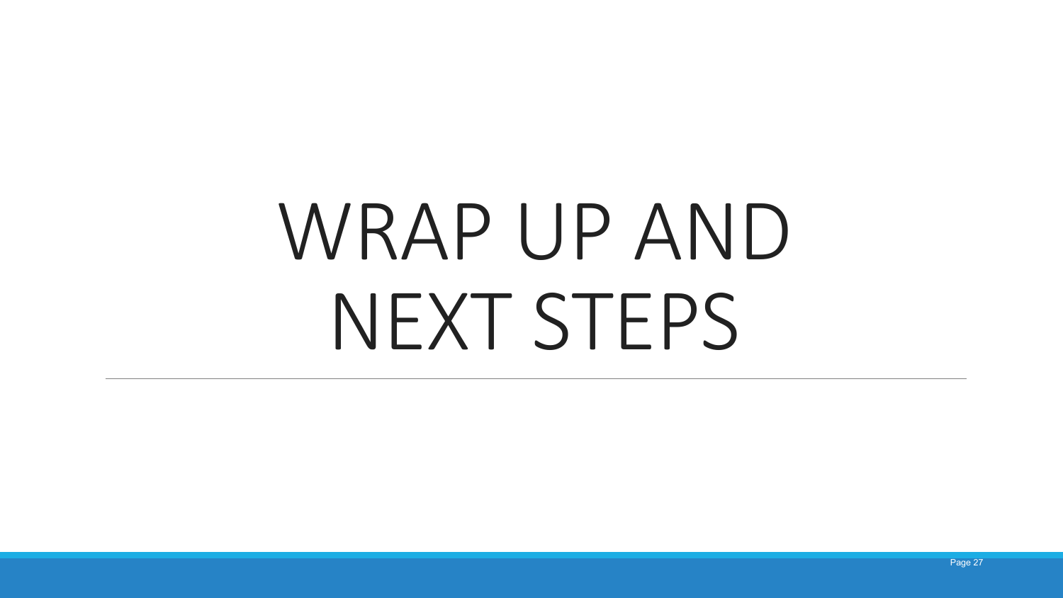# WRAP UP AND NEXT STEPS